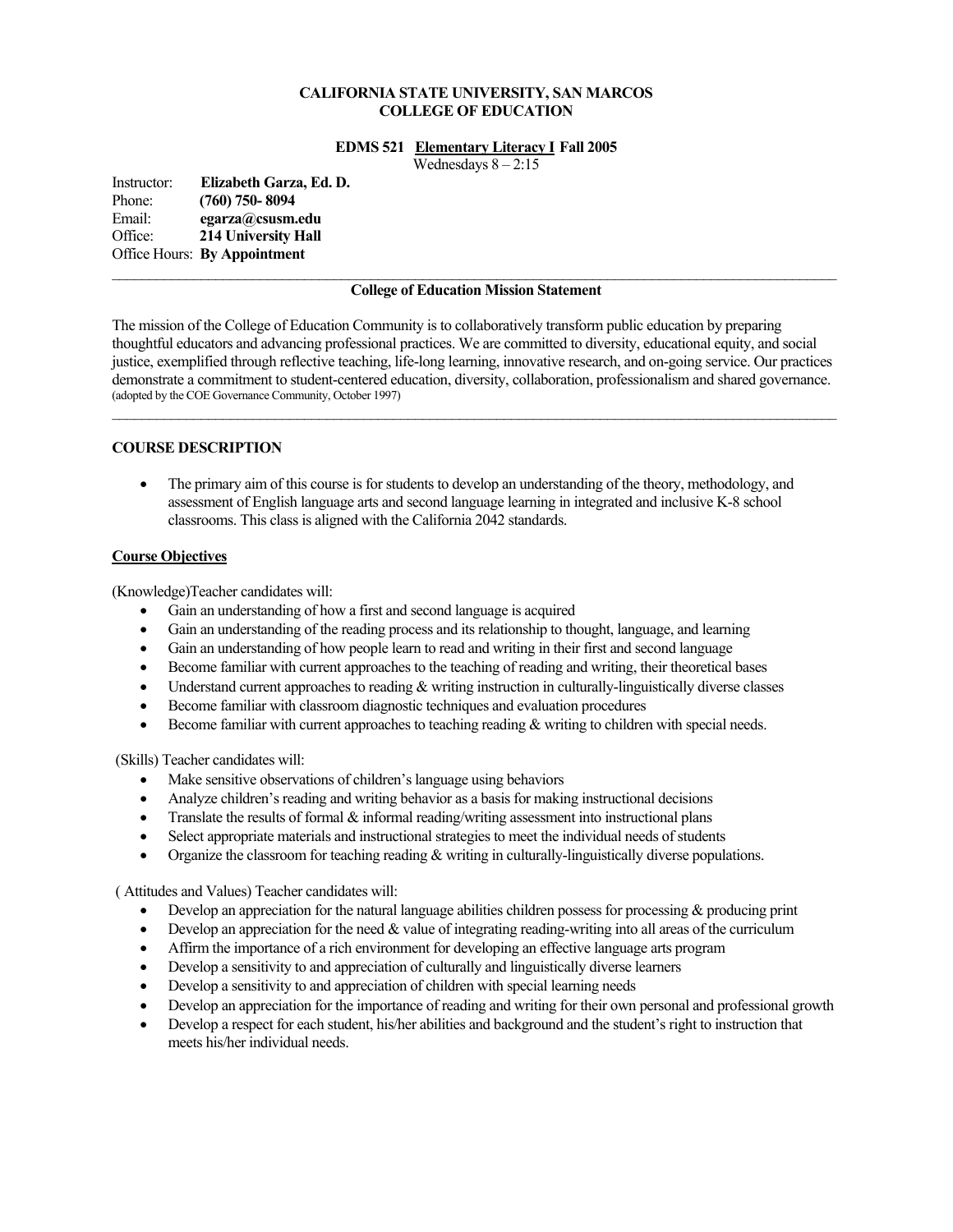**CALIFORNIA STATE UNIVERSITY, SAN MARCOS**
**COLLEGE OF EDUCATION**

**EDMS 521 Elementary Literacy I Fall 2005**
Wednesdays 8 – 2:15

Instructor: **Elizabeth Garza, Ed. D.**
Phone: **(760) 750- 8094**
Email: **egarza@csusm.edu**
Office: **214 University Hall**
Office Hours: **By Appointment**

---

**College of Education Mission Statement**

The mission of the College of Education Community is to collaboratively transform public education by preparing thoughtful educators and advancing professional practices. We are committed to diversity, educational equity, and social justice, exemplified through reflective teaching, life-long learning, innovative research, and on-going service. Our practices demonstrate a commitment to student-centered education, diversity, collaboration, professionalism and shared governance. (adopted by the COE Governance Community, October 1997)

---

## COURSE DESCRIPTION

- The primary aim of this course is for students to develop an understanding of the theory, methodology, and assessment of English language arts and second language learning in integrated and inclusive K-8 school classrooms. This class is aligned with the California 2042 standards.

### Course Objectives

(Knowledge)Teacher candidates will:

- Gain an understanding of how a first and second language is acquired
- Gain an understanding of the reading process and its relationship to thought, language, and learning
- Gain an understanding of how people learn to read and writing in their first and second language
- Become familiar with current approaches to the teaching of reading and writing, their theoretical bases
- Understand current approaches to reading & writing instruction in culturally-linguistically diverse classes
- Become familiar with classroom diagnostic techniques and evaluation procedures
- Become familiar with current approaches to teaching reading & writing to children with special needs.

(Skills) Teacher candidates will:

- Make sensitive observations of children's language using behaviors
- Analyze children's reading and writing behavior as a basis for making instructional decisions
- Translate the results of formal & informal reading/writing assessment into instructional plans
- Select appropriate materials and instructional strategies to meet the individual needs of students
- Organize the classroom for teaching reading & writing in culturally-linguistically diverse populations.

( Attitudes and Values) Teacher candidates will:

- Develop an appreciation for the natural language abilities children possess for processing & producing print
- Develop an appreciation for the need & value of integrating reading-writing into all areas of the curriculum
- Affirm the importance of a rich environment for developing an effective language arts program
- Develop a sensitivity to and appreciation of culturally and linguistically diverse learners
- Develop a sensitivity to and appreciation of children with special learning needs
- Develop an appreciation for the importance of reading and writing for their own personal and professional growth
- Develop a respect for each student, his/her abilities and background and the student's right to instruction that meets his/her individual needs.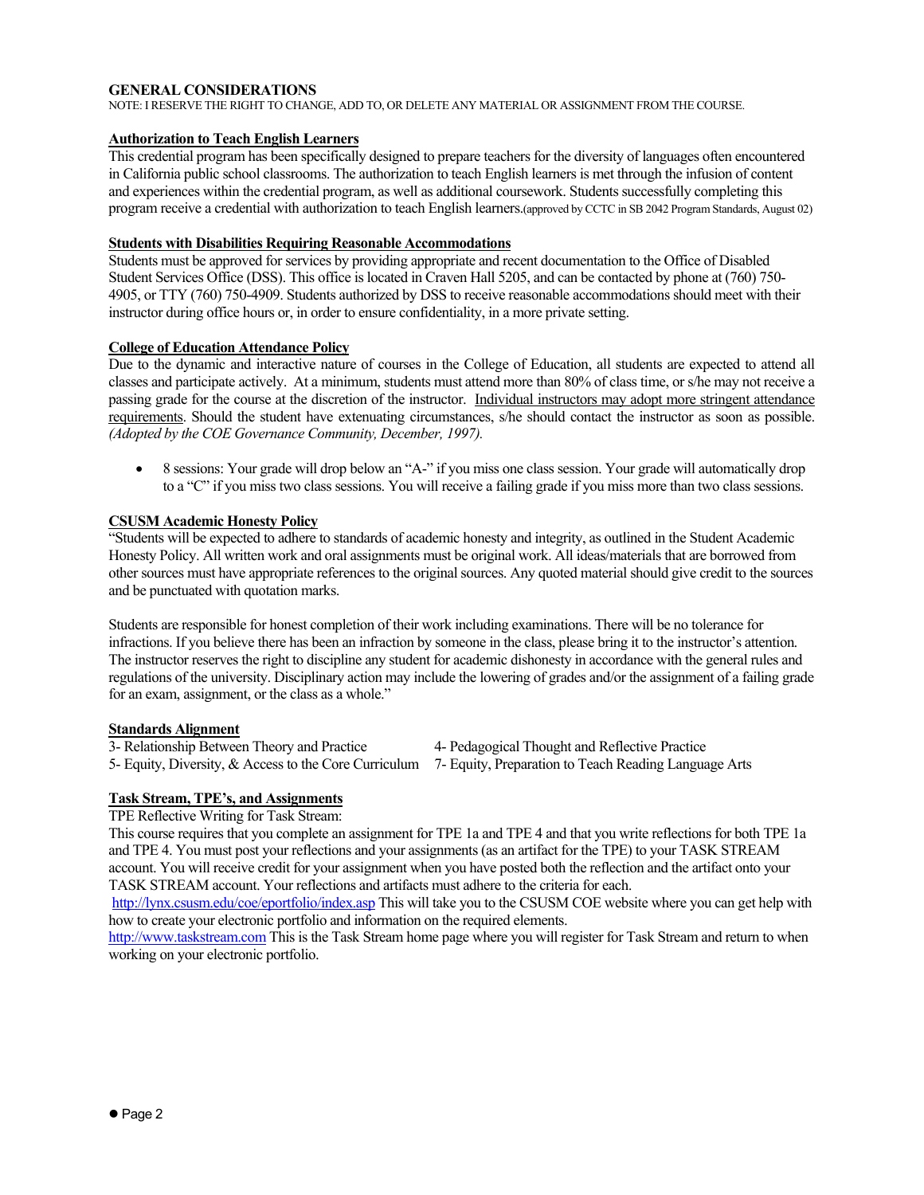### GENERAL CONSIDERATIONS

NOTE: I RESERVE THE RIGHT TO CHANGE, ADD TO, OR DELETE ANY MATERIAL OR ASSIGNMENT FROM THE COURSE.

**Authorization to Teach English Learners**

This credential program has been specifically designed to prepare teachers for the diversity of languages often encountered in California public school classrooms. The authorization to teach English learners is met through the infusion of content and experiences within the credential program, as well as additional coursework. Students successfully completing this program receive a credential with authorization to teach English learners.(approved by CCTC in SB 2042 Program Standards, August 02)

**Students with Disabilities Requiring Reasonable Accommodations**

Students must be approved for services by providing appropriate and recent documentation to the Office of Disabled Student Services Office (DSS). This office is located in Craven Hall 5205, and can be contacted by phone at (760) 750-4905, or TTY (760) 750-4909. Students authorized by DSS to receive reasonable accommodations should meet with their instructor during office hours or, in order to ensure confidentiality, in a more private setting.

**College of Education Attendance Policy**

Due to the dynamic and interactive nature of courses in the College of Education, all students are expected to attend all classes and participate actively. At a minimum, students must attend more than 80% of class time, or s/he may not receive a passing grade for the course at the discretion of the instructor. Individual instructors may adopt more stringent attendance requirements. Should the student have extenuating circumstances, s/he should contact the instructor as soon as possible. *(Adopted by the COE Governance Community, December, 1997).*

- 8 sessions: Your grade will drop below an "A-" if you miss one class session. Your grade will automatically drop to a "C" if you miss two class sessions. You will receive a failing grade if you miss more than two class sessions.

**CSUSM Academic Honesty Policy**

"Students will be expected to adhere to standards of academic honesty and integrity, as outlined in the Student Academic Honesty Policy. All written work and oral assignments must be original work. All ideas/materials that are borrowed from other sources must have appropriate references to the original sources. Any quoted material should give credit to the sources and be punctuated with quotation marks.

Students are responsible for honest completion of their work including examinations. There will be no tolerance for infractions. If you believe there has been an infraction by someone in the class, please bring it to the instructor's attention. The instructor reserves the right to discipline any student for academic dishonesty in accordance with the general rules and regulations of the university. Disciplinary action may include the lowering of grades and/or the assignment of a failing grade for an exam, assignment, or the class as a whole."

**Standards Alignment**

3- Relationship Between Theory and Practice
4- Pedagogical Thought and Reflective Practice
5- Equity, Diversity, & Access to the Core Curriculum
7- Equity, Preparation to Teach Reading Language Arts

**Task Stream, TPE's, and Assignments**

TPE Reflective Writing for Task Stream:

This course requires that you complete an assignment for TPE 1a and TPE 4 and that you write reflections for both TPE 1a and TPE 4. You must post your reflections and your assignments (as an artifact for the TPE) to your TASK STREAM account. You will receive credit for your assignment when you have posted both the reflection and the artifact onto your TASK STREAM account. Your reflections and artifacts must adhere to the criteria for each.

http://lynx.csusm.edu/coe/eportfolio/index.asp This will take you to the CSUSM COE website where you can get help with how to create your electronic portfolio and information on the required elements.

http://www.taskstream.com This is the Task Stream home page where you will register for Task Stream and return to when working on your electronic portfolio.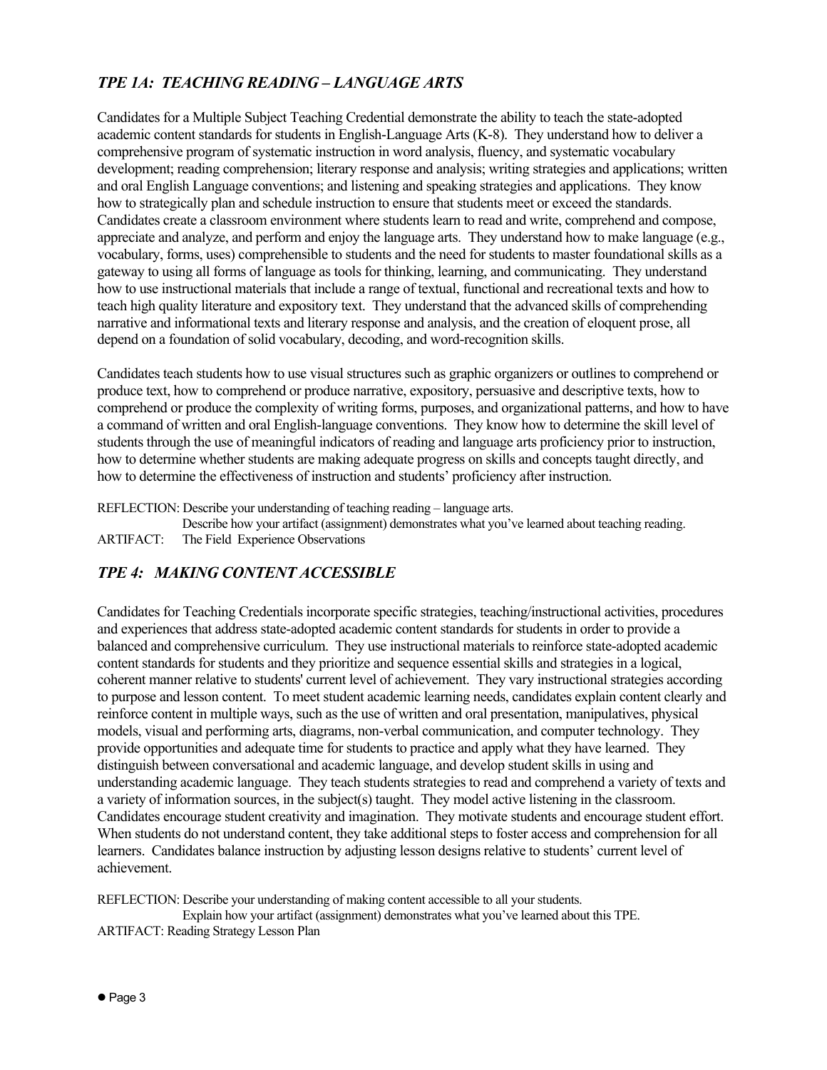## *TPE 1A: TEACHING READING – LANGUAGE ARTS*

Candidates for a Multiple Subject Teaching Credential demonstrate the ability to teach the state-adopted academic content standards for students in English-Language Arts (K-8). They understand how to deliver a comprehensive program of systematic instruction in word analysis, fluency, and systematic vocabulary development; reading comprehension; literary response and analysis; writing strategies and applications; written and oral English Language conventions; and listening and speaking strategies and applications. They know how to strategically plan and schedule instruction to ensure that students meet or exceed the standards. Candidates create a classroom environment where students learn to read and write, comprehend and compose, appreciate and analyze, and perform and enjoy the language arts. They understand how to make language (e.g., vocabulary, forms, uses) comprehensible to students and the need for students to master foundational skills as a gateway to using all forms of language as tools for thinking, learning, and communicating. They understand how to use instructional materials that include a range of textual, functional and recreational texts and how to teach high quality literature and expository text. They understand that the advanced skills of comprehending narrative and informational texts and literary response and analysis, and the creation of eloquent prose, all depend on a foundation of solid vocabulary, decoding, and word-recognition skills.

Candidates teach students how to use visual structures such as graphic organizers or outlines to comprehend or produce text, how to comprehend or produce narrative, expository, persuasive and descriptive texts, how to comprehend or produce the complexity of writing forms, purposes, and organizational patterns, and how to have a command of written and oral English-language conventions. They know how to determine the skill level of students through the use of meaningful indicators of reading and language arts proficiency prior to instruction, how to determine whether students are making adequate progress on skills and concepts taught directly, and how to determine the effectiveness of instruction and students' proficiency after instruction.

REFLECTION: Describe your understanding of teaching reading – language arts.
Describe how your artifact (assignment) demonstrates what you've learned about teaching reading.
ARTIFACT: The Field Experience Observations

## *TPE 4: MAKING CONTENT ACCESSIBLE*

Candidates for Teaching Credentials incorporate specific strategies, teaching/instructional activities, procedures and experiences that address state-adopted academic content standards for students in order to provide a balanced and comprehensive curriculum. They use instructional materials to reinforce state-adopted academic content standards for students and they prioritize and sequence essential skills and strategies in a logical, coherent manner relative to students' current level of achievement. They vary instructional strategies according to purpose and lesson content. To meet student academic learning needs, candidates explain content clearly and reinforce content in multiple ways, such as the use of written and oral presentation, manipulatives, physical models, visual and performing arts, diagrams, non-verbal communication, and computer technology. They provide opportunities and adequate time for students to practice and apply what they have learned. They distinguish between conversational and academic language, and develop student skills in using and understanding academic language. They teach students strategies to read and comprehend a variety of texts and a variety of information sources, in the subject(s) taught. They model active listening in the classroom. Candidates encourage student creativity and imagination. They motivate students and encourage student effort. When students do not understand content, they take additional steps to foster access and comprehension for all learners. Candidates balance instruction by adjusting lesson designs relative to students' current level of achievement.

REFLECTION: Describe your understanding of making content accessible to all your students.
Explain how your artifact (assignment) demonstrates what you've learned about this TPE.
ARTIFACT: Reading Strategy Lesson Plan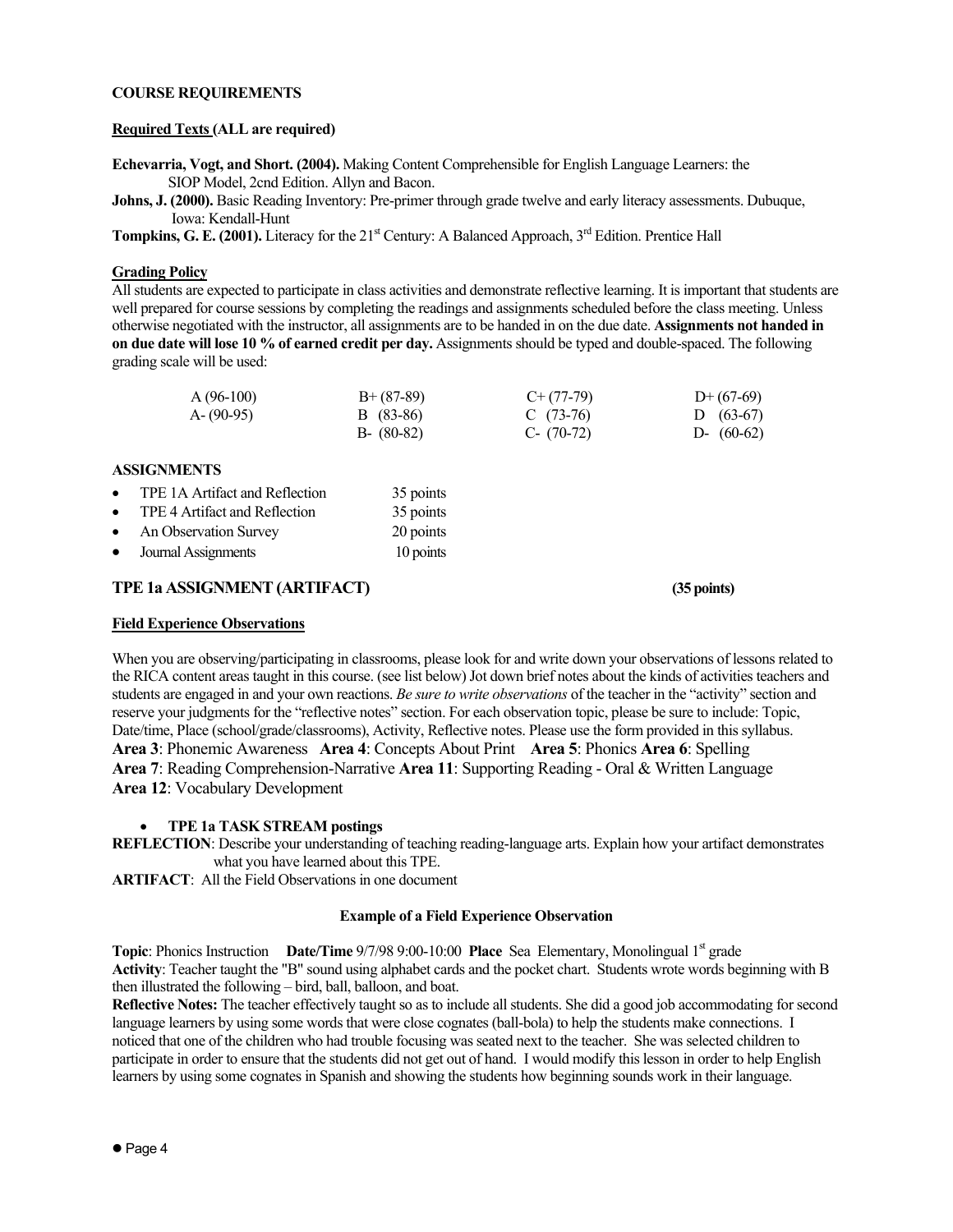**COURSE REQUIREMENTS**

**Required Texts (ALL are required)**

**Echevarria, Vogt, and Short. (2004).** Making Content Comprehensible for English Language Learners: the SIOP Model, 2cnd Edition. Allyn and Bacon.

**Johns, J. (2000).** Basic Reading Inventory: Pre-primer through grade twelve and early literacy assessments. Dubuque, Iowa: Kendall-Hunt

**Tompkins, G. E. (2001).** Literacy for the 21st Century: A Balanced Approach, 3rd Edition. Prentice Hall

**Grading Policy**

All students are expected to participate in class activities and demonstrate reflective learning. It is important that students are well prepared for course sessions by completing the readings and assignments scheduled before the class meeting. Unless otherwise negotiated with the instructor, all assignments are to be handed in on the due date. **Assignments not handed in on due date will lose 10 % of earned credit per day.** Assignments should be typed and double-spaced. The following grading scale will be used:

| | | | |
|---|---|---|---|
| A (96-100) | B+ (87-89) | C+ (77-79) | D+ (67-69) |
| A- (90-95) | B (83-86) | C (73-76) | D (63-67) |
| | B- (80-82) | C- (70-72) | D- (60-62) |

**ASSIGNMENTS**

- TPE 1A Artifact and Reflection — 35 points
- TPE 4 Artifact and Reflection — 35 points
- An Observation Survey — 20 points
- Journal Assignments — 10 points

## TPE 1a ASSIGNMENT (ARTIFACT) (35 points)

**Field Experience Observations**

When you are observing/participating in classrooms, please look for and write down your observations of lessons related to the RICA content areas taught in this course. (see list below) Jot down brief notes about the kinds of activities teachers and students are engaged in and your own reactions. *Be sure to write observations* of the teacher in the "activity" section and reserve your judgments for the "reflective notes" section. For each observation topic, please be sure to include: Topic, Date/time, Place (school/grade/classrooms), Activity, Reflective notes. Please use the form provided in this syllabus.

**Area 3**: Phonemic Awareness **Area 4**: Concepts About Print **Area 5**: Phonics **Area 6**: Spelling
**Area 7**: Reading Comprehension-Narrative **Area 11**: Supporting Reading - Oral & Written Language
**Area 12**: Vocabulary Development

- **TPE 1a TASK STREAM postings**

**REFLECTION**: Describe your understanding of teaching reading-language arts. Explain how your artifact demonstrates what you have learned about this TPE.

**ARTIFACT**: All the Field Observations in one document

**Example of a Field Experience Observation**

**Topic**: Phonics Instruction **Date/Time** 9/7/98 9:00-10:00 **Place** Sea Elementary, Monolingual 1st grade

**Activity**: Teacher taught the "B" sound using alphabet cards and the pocket chart. Students wrote words beginning with B then illustrated the following – bird, ball, balloon, and boat.

**Reflective Notes:** The teacher effectively taught so as to include all students. She did a good job accommodating for second language learners by using some words that were close cognates (ball-bola) to help the students make connections. I noticed that one of the children who had trouble focusing was seated next to the teacher. She was selected children to participate in order to ensure that the students did not get out of hand. I would modify this lesson in order to help English learners by using some cognates in Spanish and showing the students how beginning sounds work in their language.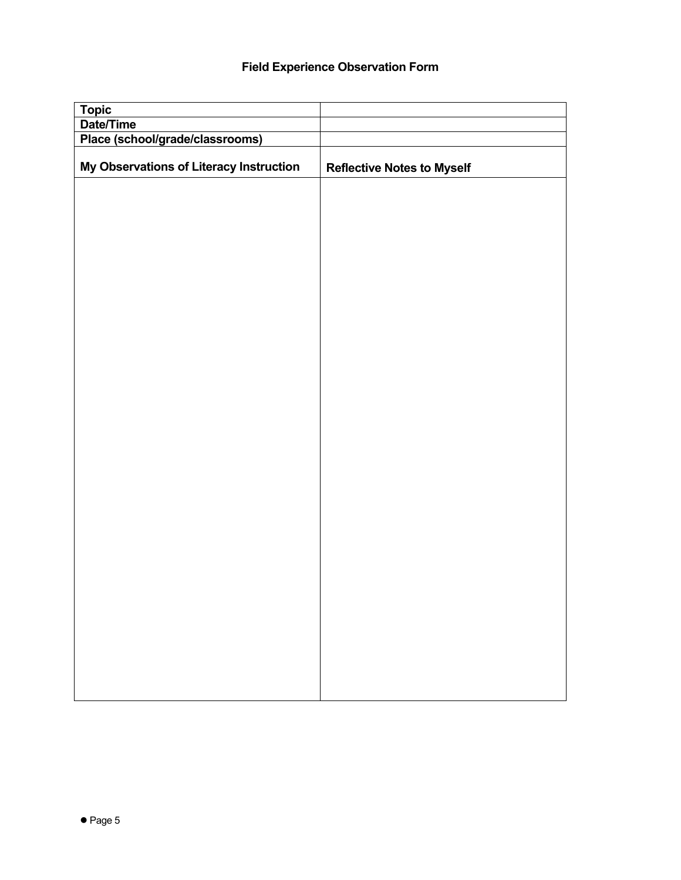**Field Experience Observation Form**

| Topic | |
|---|---|
| Date/Time | |
| Place (school/grade/classrooms) | |
| **My Observations of Literacy Instruction** | **Reflective Notes to Myself** |
| | |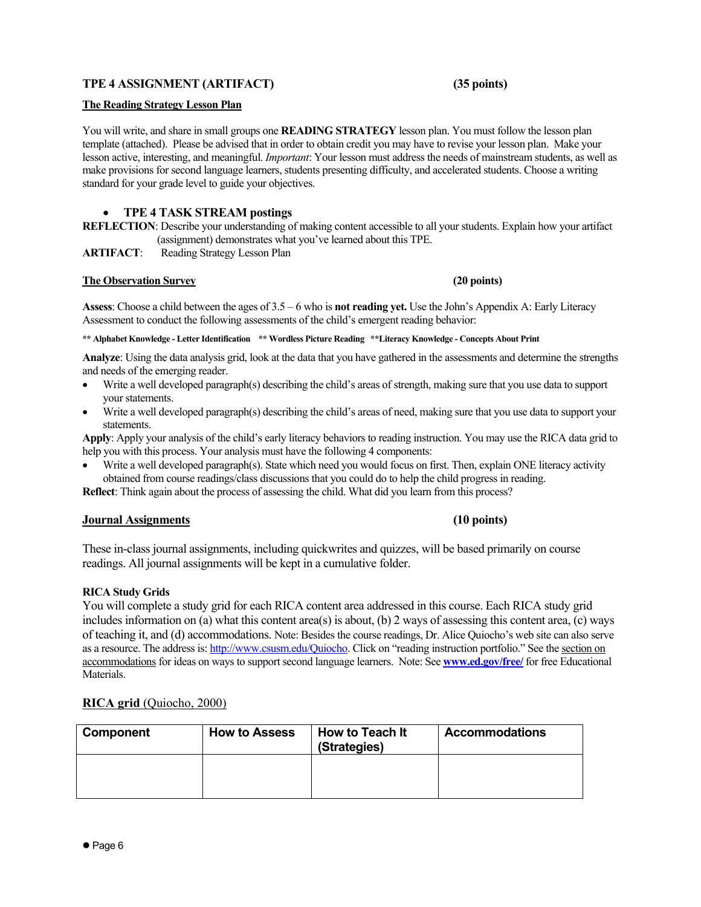## TPE 4 ASSIGNMENT (ARTIFACT) (35 points)

**The Reading Strategy Lesson Plan**

You will write, and share in small groups one **READING STRATEGY** lesson plan. You must follow the lesson plan template (attached). Please be advised that in order to obtain credit you may have to revise your lesson plan. Make your lesson active, interesting, and meaningful. *Important*: Your lesson must address the needs of mainstream students, as well as make provisions for second language learners, students presenting difficulty, and accelerated students. Choose a writing standard for your grade level to guide your objectives.

- **TPE 4 TASK STREAM postings**

**REFLECTION**: Describe your understanding of making content accessible to all your students. Explain how your artifact (assignment) demonstrates what you've learned about this TPE.
**ARTIFACT**: Reading Strategy Lesson Plan

**The Observation Survey** **(20 points)**

**Assess**: Choose a child between the ages of 3.5 – 6 who is **not reading yet.** Use the John's Appendix A: Early Literacy Assessment to conduct the following assessments of the child's emergent reading behavior:

**\*\* Alphabet Knowledge - Letter Identification \*\* Wordless Picture Reading \*\*Literacy Knowledge - Concepts About Print**

**Analyze**: Using the data analysis grid, look at the data that you have gathered in the assessments and determine the strengths and needs of the emerging reader.

- Write a well developed paragraph(s) describing the child's areas of strength, making sure that you use data to support your statements.
- Write a well developed paragraph(s) describing the child's areas of need, making sure that you use data to support your statements.

**Apply**: Apply your analysis of the child's early literacy behaviors to reading instruction. You may use the RICA data grid to help you with this process. Your analysis must have the following 4 components:

- Write a well developed paragraph(s). State which need you would focus on first. Then, explain ONE literacy activity obtained from course readings/class discussions that you could do to help the child progress in reading.

**Reflect**: Think again about the process of assessing the child. What did you learn from this process?

**Journal Assignments** **(10 points)**

These in-class journal assignments, including quickwrites and quizzes, will be based primarily on course readings. All journal assignments will be kept in a cumulative folder.

**RICA Study Grids**

You will complete a study grid for each RICA content area addressed in this course. Each RICA study grid includes information on (a) what this content area(s) is about, (b) 2 ways of assessing this content area, (c) ways of teaching it, and (d) accommodations. Note: Besides the course readings, Dr. Alice Quiocho's web site can also serve as a resource. The address is: http://www.csusm.edu/Quiocho. Click on "reading instruction portfolio." See the section on accommodations for ideas on ways to support second language learners. Note: See **www.ed.gov/free/** for free Educational Materials.

**RICA grid** (Quiocho, 2000)

| Component | How to Assess | How to Teach It (Strategies) | Accommodations |
|---|---|---|---|
| | | | |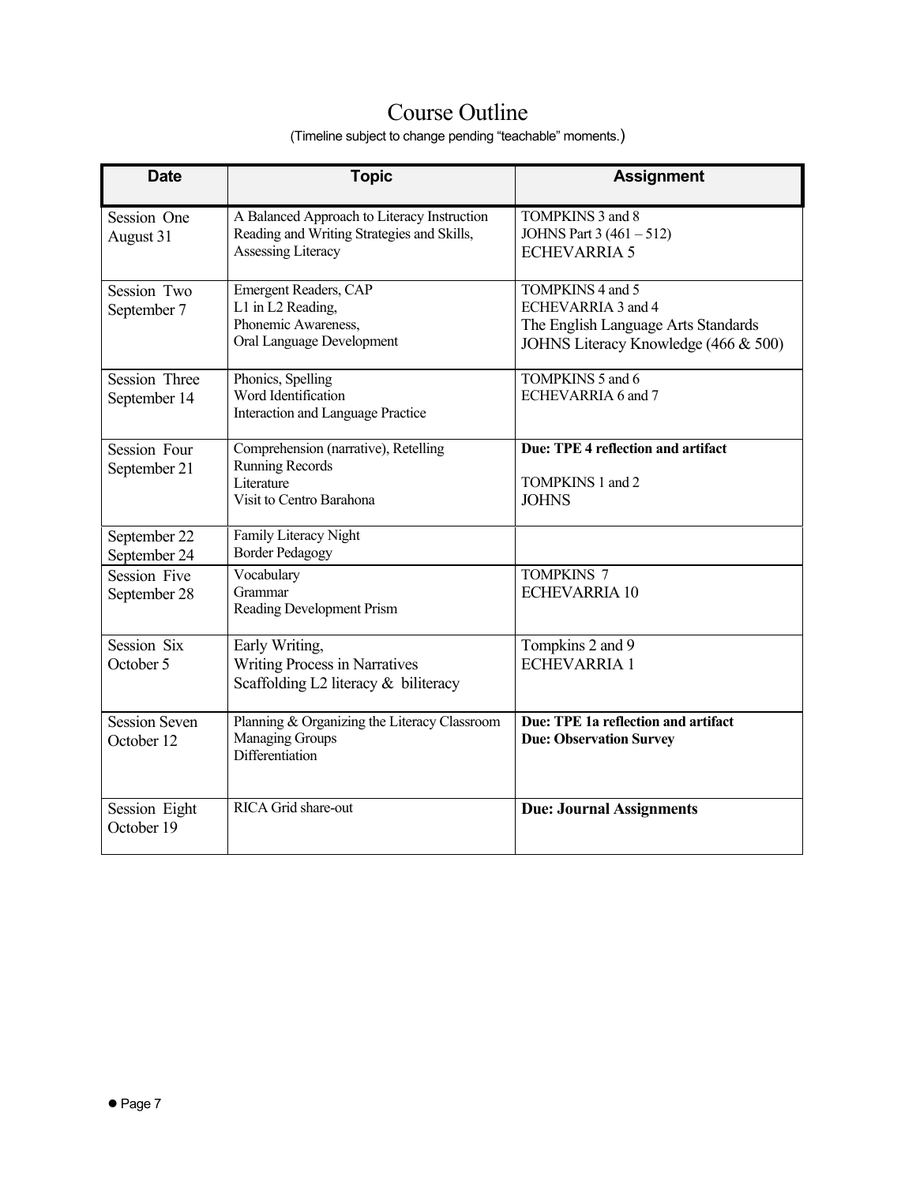# Course Outline

(Timeline subject to change pending "teachable" moments.)

| Date | Topic | Assignment |
|---|---|---|
| Session One<br>August 31 | A Balanced Approach to Literacy Instruction<br>Reading and Writing Strategies and Skills,<br>Assessing Literacy | TOMPKINS 3 and 8<br>JOHNS Part 3 (461 – 512)<br>ECHEVARRIA 5 |
| Session Two<br>September 7 | Emergent Readers, CAP<br>L1 in L2 Reading,<br>Phonemic Awareness,<br>Oral Language Development | TOMPKINS 4 and 5<br>ECHEVARRIA 3 and 4<br>The English Language Arts Standards<br>JOHNS Literacy Knowledge (466 & 500) |
| Session Three<br>September 14 | Phonics, Spelling<br>Word Identification<br>Interaction and Language Practice | TOMPKINS 5 and 6<br>ECHEVARRIA 6 and 7 |
| Session Four<br>September 21 | Comprehension (narrative), Retelling<br>Running Records<br>Literature<br>Visit to Centro Barahona | **Due: TPE 4 reflection and artifact**<br><br>TOMPKINS 1 and 2<br>JOHNS |
| September 22<br>September 24 | Family Literacy Night<br>Border Pedagogy | |
| Session Five<br>September 28 | Vocabulary<br>Grammar<br>Reading Development Prism | TOMPKINS 7<br>ECHEVARRIA 10 |
| Session Six<br>October 5 | Early Writing,<br>Writing Process in Narratives<br>Scaffolding L2 literacy & biliteracy | Tompkins 2 and 9<br>ECHEVARRIA 1 |
| Session Seven<br>October 12 | Planning & Organizing the Literacy Classroom<br>Managing Groups<br>Differentiation | **Due: TPE 1a reflection and artifact**<br>**Due: Observation Survey** |
| Session Eight<br>October 19 | RICA Grid share-out | **Due: Journal Assignments** |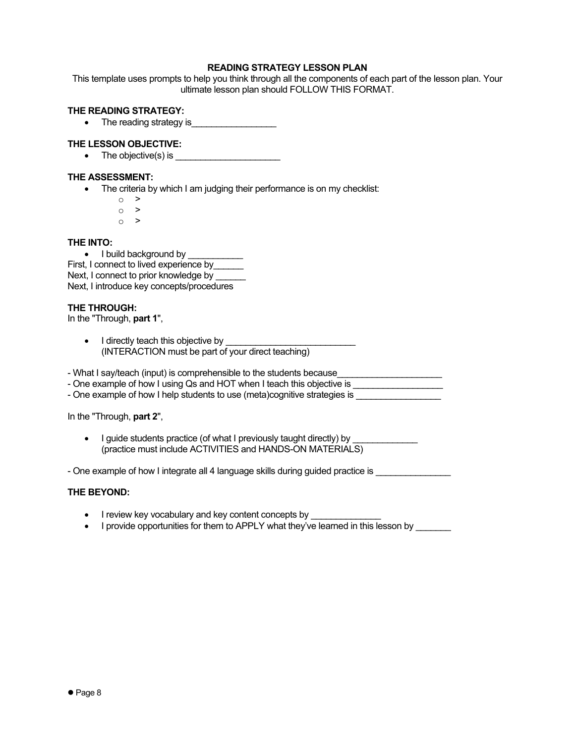# READING STRATEGY LESSON PLAN

This template uses prompts to help you think through all the components of each part of the lesson plan. Your ultimate lesson plan should FOLLOW THIS FORMAT.

**THE READING STRATEGY:**

- The reading strategy is_________________

**THE LESSON OBJECTIVE:**

- The objective(s) is _____________________

**THE ASSESSMENT:**

- The criteria by which I am judging their performance is on my checklist:
  - >
  - >
  - >

**THE INTO:**

- I build background by ___________

First, I connect to lived experience by______
Next, I connect to prior knowledge by ______
Next, I introduce key concepts/procedures

**THE THROUGH:**

In the "Through, **part 1**",

- I directly teach this objective by __________________________
  (INTERACTION must be part of your direct teaching)

- What I say/teach (input) is comprehensible to the students because_____________________
- One example of how I using Qs and HOT when I teach this objective is __________________
- One example of how I help students to use (meta)cognitive strategies is _________________

In the "Through, **part 2**",

- I guide students practice (of what I previously taught directly) by _____________
  (practice must include ACTIVITIES and HANDS-ON MATERIALS)

- One example of how I integrate all 4 language skills during guided practice is _______________

**THE BEYOND:**

- I review key vocabulary and key content concepts by ______________
- I provide opportunities for them to APPLY what they've learned in this lesson by _______